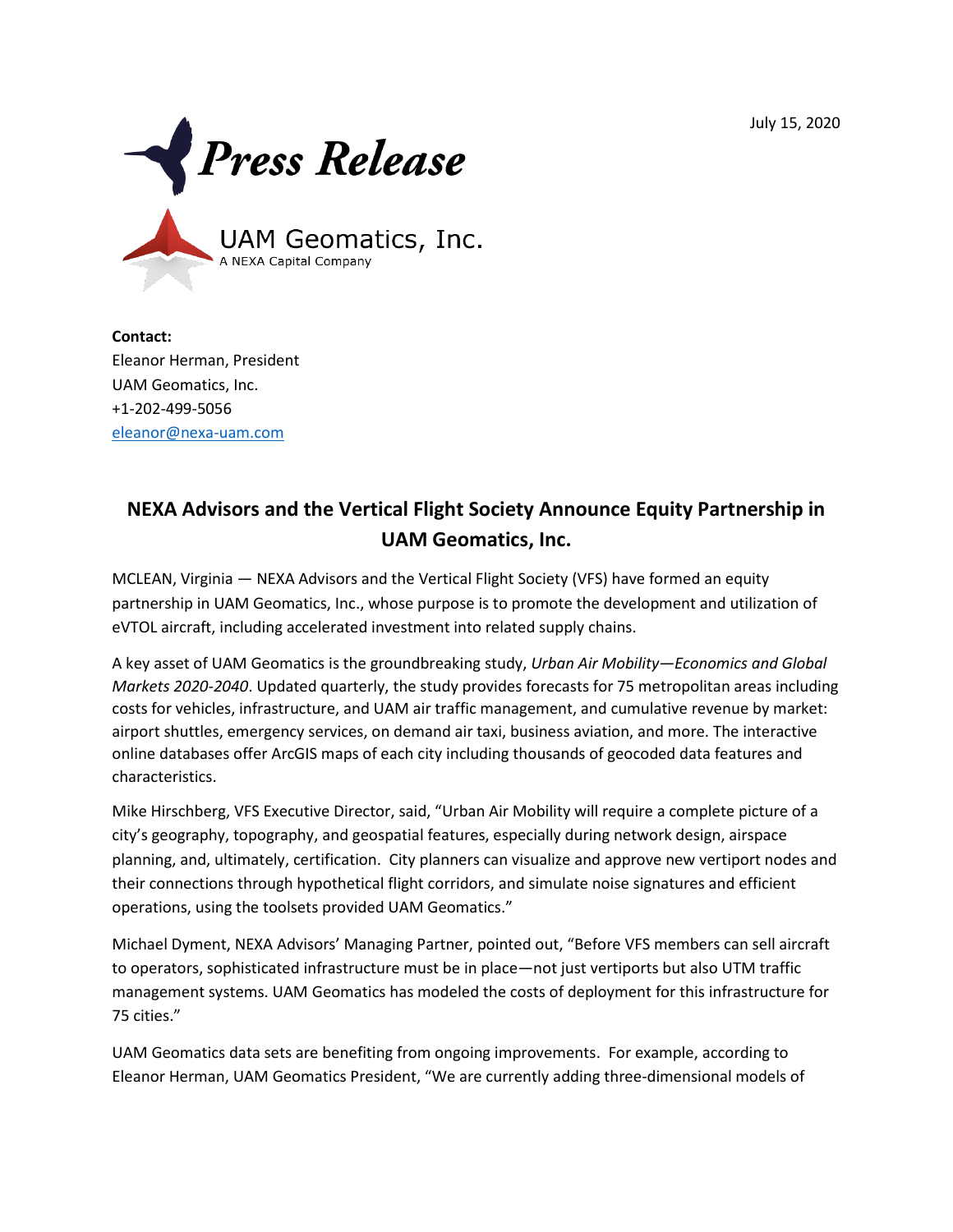July 15, 2020

# Press Release

UAM Geomatics, Inc.
A NEXA Capital Company

**Contact:**
Eleanor Herman, President
UAM Geomatics, Inc.
+1-202-499-5056
eleanor@nexa-uam.com

## NEXA Advisors and the Vertical Flight Society Announce Equity Partnership in UAM Geomatics, Inc.

MCLEAN, Virginia — NEXA Advisors and the Vertical Flight Society (VFS) have formed an equity partnership in UAM Geomatics, Inc., whose purpose is to promote the development and utilization of eVTOL aircraft, including accelerated investment into related supply chains.

A key asset of UAM Geomatics is the groundbreaking study, *Urban Air Mobility—Economics and Global Markets 2020-2040*. Updated quarterly, the study provides forecasts for 75 metropolitan areas including costs for vehicles, infrastructure, and UAM air traffic management, and cumulative revenue by market: airport shuttles, emergency services, on demand air taxi, business aviation, and more. The interactive online databases offer ArcGIS maps of each city including thousands of geocoded data features and characteristics.

Mike Hirschberg, VFS Executive Director, said, "Urban Air Mobility will require a complete picture of a city's geography, topography, and geospatial features, especially during network design, airspace planning, and, ultimately, certification. City planners can visualize and approve new vertiport nodes and their connections through hypothetical flight corridors, and simulate noise signatures and efficient operations, using the toolsets provided UAM Geomatics."

Michael Dyment, NEXA Advisors' Managing Partner, pointed out, "Before VFS members can sell aircraft to operators, sophisticated infrastructure must be in place—not just vertiports but also UTM traffic management systems. UAM Geomatics has modeled the costs of deployment for this infrastructure for 75 cities."

UAM Geomatics data sets are benefiting from ongoing improvements. For example, according to Eleanor Herman, UAM Geomatics President, "We are currently adding three-dimensional models of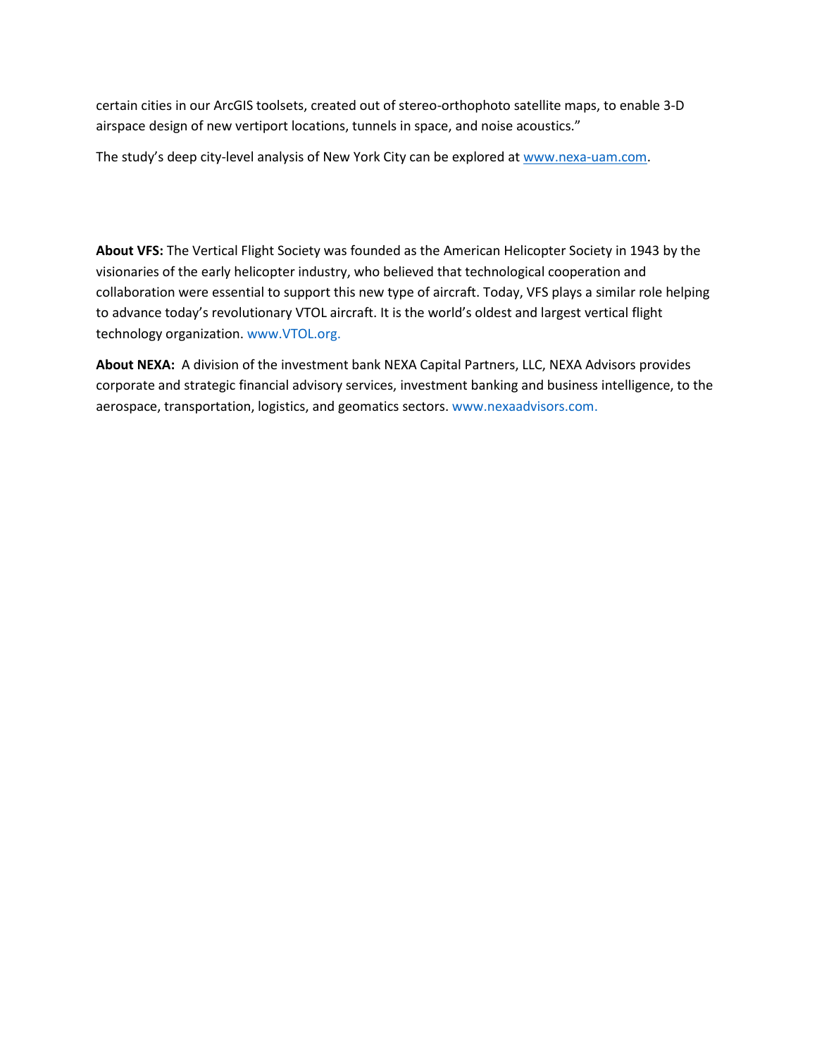certain cities in our ArcGIS toolsets, created out of stereo-orthophoto satellite maps, to enable 3-D airspace design of new vertiport locations, tunnels in space, and noise acoustics."

The study's deep city-level analysis of New York City can be explored at www.nexa-uam.com.

**About VFS:** The Vertical Flight Society was founded as the American Helicopter Society in 1943 by the visionaries of the early helicopter industry, who believed that technological cooperation and collaboration were essential to support this new type of aircraft. Today, VFS plays a similar role helping to advance today's revolutionary VTOL aircraft. It is the world's oldest and largest vertical flight technology organization. www.VTOL.org.

**About NEXA:** A division of the investment bank NEXA Capital Partners, LLC, NEXA Advisors provides corporate and strategic financial advisory services, investment banking and business intelligence, to the aerospace, transportation, logistics, and geomatics sectors. www.nexaadvisors.com.